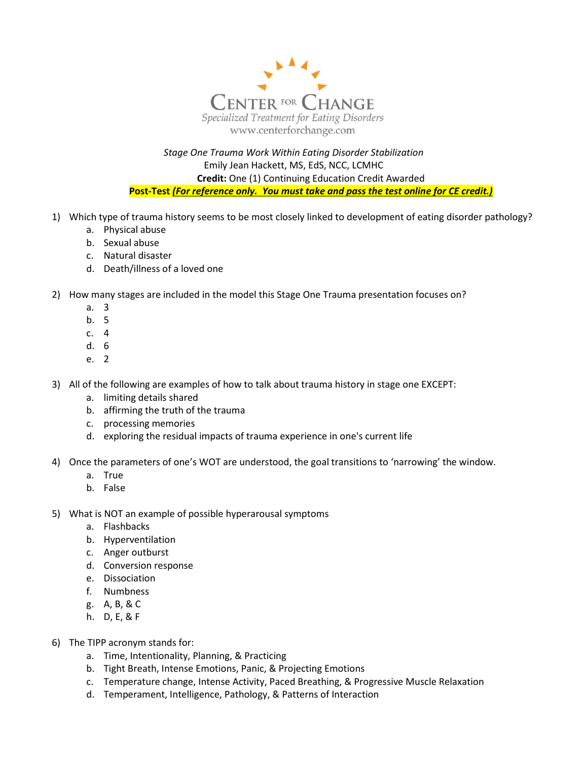CENTER FOR CHANGE

*Specialized Treatment for Eating Disorders*

www.centerforchange.com

*Stage One Trauma Work Within Eating Disorder Stabilization*

Emily Jean Hackett, MS, EdS, NCC, LCMHC

**Credit:** One (1) Continuing Education Credit Awarded

**Post-Test** ***(For reference only. You must take and pass the test online for CE credit.)***

1) Which type of trauma history seems to be most closely linked to development of eating disorder pathology?
   a. Physical abuse
   b. Sexual abuse
   c. Natural disaster
   d. Death/illness of a loved one

2) How many stages are included in the model this Stage One Trauma presentation focuses on?
   a. 3
   b. 5
   c. 4
   d. 6
   e. 2

3) All of the following are examples of how to talk about trauma history in stage one EXCEPT:
   a. limiting details shared
   b. affirming the truth of the trauma
   c. processing memories
   d. exploring the residual impacts of trauma experience in one's current life

4) Once the parameters of one's WOT are understood, the goal transitions to 'narrowing' the window.
   a. True
   b. False

5) What is NOT an example of possible hyperarousal symptoms
   a. Flashbacks
   b. Hyperventilation
   c. Anger outburst
   d. Conversion response
   e. Dissociation
   f. Numbness
   g. A, B, & C
   h. D, E, & F

6) The TIPP acronym stands for:
   a. Time, Intentionality, Planning, & Practicing
   b. Tight Breath, Intense Emotions, Panic, & Projecting Emotions
   c. Temperature change, Intense Activity, Paced Breathing, & Progressive Muscle Relaxation
   d. Temperament, Intelligence, Pathology, & Patterns of Interaction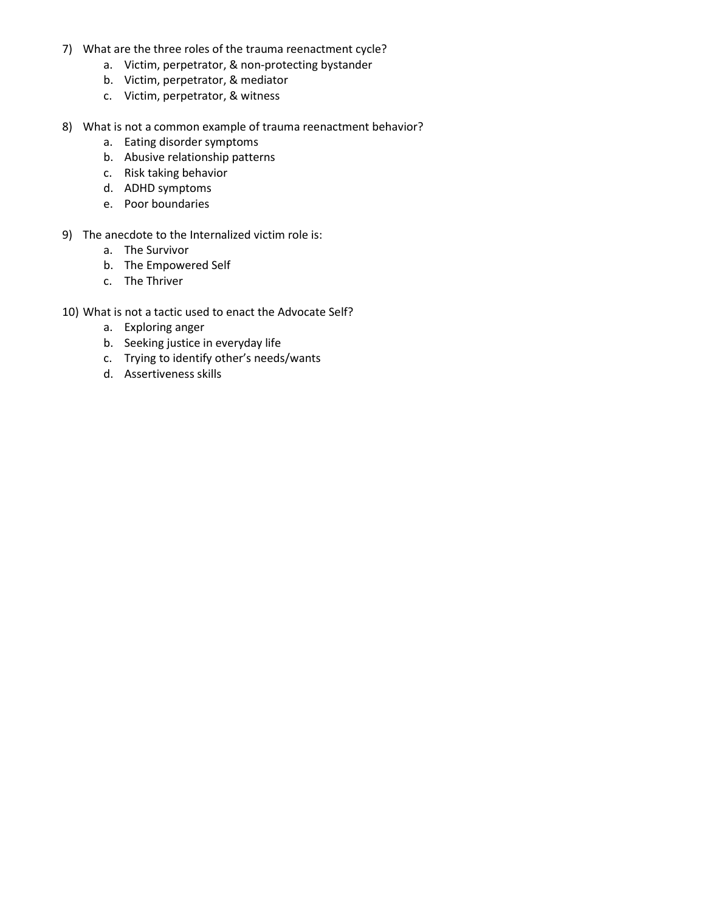7) What are the three roles of the trauma reenactment cycle?
   a. Victim, perpetrator, & non-protecting bystander
   b. Victim, perpetrator, & mediator
   c. Victim, perpetrator, & witness

8) What is not a common example of trauma reenactment behavior?
   a. Eating disorder symptoms
   b. Abusive relationship patterns
   c. Risk taking behavior
   d. ADHD symptoms
   e. Poor boundaries

9) The anecdote to the Internalized victim role is:
   a. The Survivor
   b. The Empowered Self
   c. The Thriver

10) What is not a tactic used to enact the Advocate Self?
    a. Exploring anger
    b. Seeking justice in everyday life
    c. Trying to identify other's needs/wants
    d. Assertiveness skills